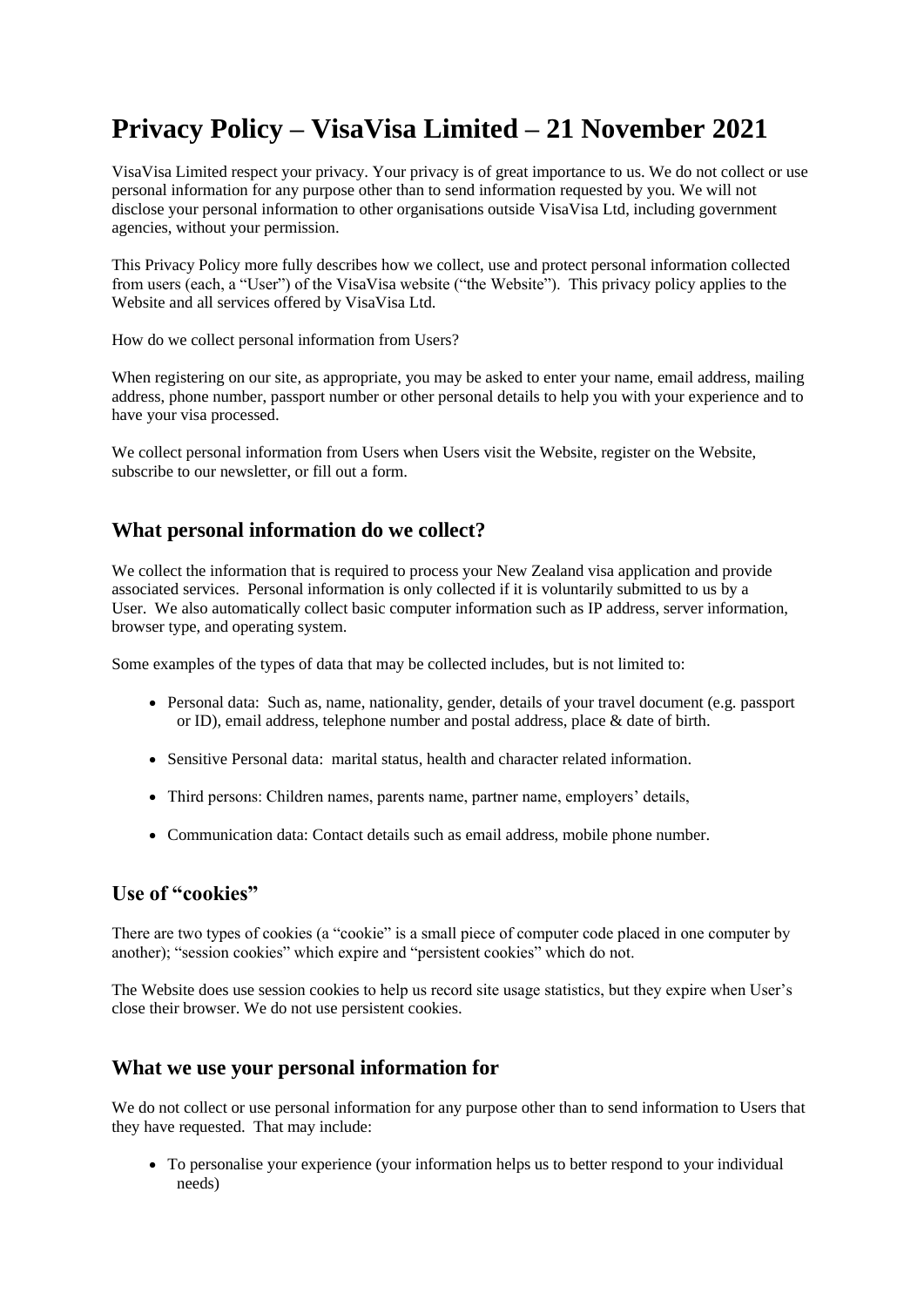# Privacy Policy – VisaVisa Limited – 21 November 2021

VisaVisa Limited respect your privacy. Your privacy is of great importance to us. We do not collect or use personal information for any purpose other than to send information requested by you. We will not disclose your personal information to other organisations outside VisaVisa Ltd, including government agencies, without your permission.

This Privacy Policy more fully describes how we collect, use and protect personal information collected from users (each, a "User") of the VisaVisa website ("the Website"). This privacy policy applies to the Website and all services offered by VisaVisa Ltd.

How do we collect personal information from Users?

When registering on our site, as appropriate, you may be asked to enter your name, email address, mailing address, phone number, passport number or other personal details to help you with your experience and to have your visa processed.

We collect personal information from Users when Users visit the Website, register on the Website, subscribe to our newsletter, or fill out a form.

## What personal information do we collect?

We collect the information that is required to process your New Zealand visa application and provide associated services. Personal information is only collected if it is voluntarily submitted to us by a User. We also automatically collect basic computer information such as IP address, server information, browser type, and operating system.

Some examples of the types of data that may be collected includes, but is not limited to:

- Personal data: Such as, name, nationality, gender, details of your travel document (e.g. passport or ID), email address, telephone number and postal address, place & date of birth.
- Sensitive Personal data: marital status, health and character related information.
- Third persons: Children names, parents name, partner name, employers' details,
- Communication data: Contact details such as email address, mobile phone number.

## Use of "cookies"

There are two types of cookies (a "cookie" is a small piece of computer code placed in one computer by another); "session cookies" which expire and "persistent cookies" which do not.

The Website does use session cookies to help us record site usage statistics, but they expire when User's close their browser. We do not use persistent cookies.

## What we use your personal information for

We do not collect or use personal information for any purpose other than to send information to Users that they have requested. That may include:

- To personalise your experience (your information helps us to better respond to your individual needs)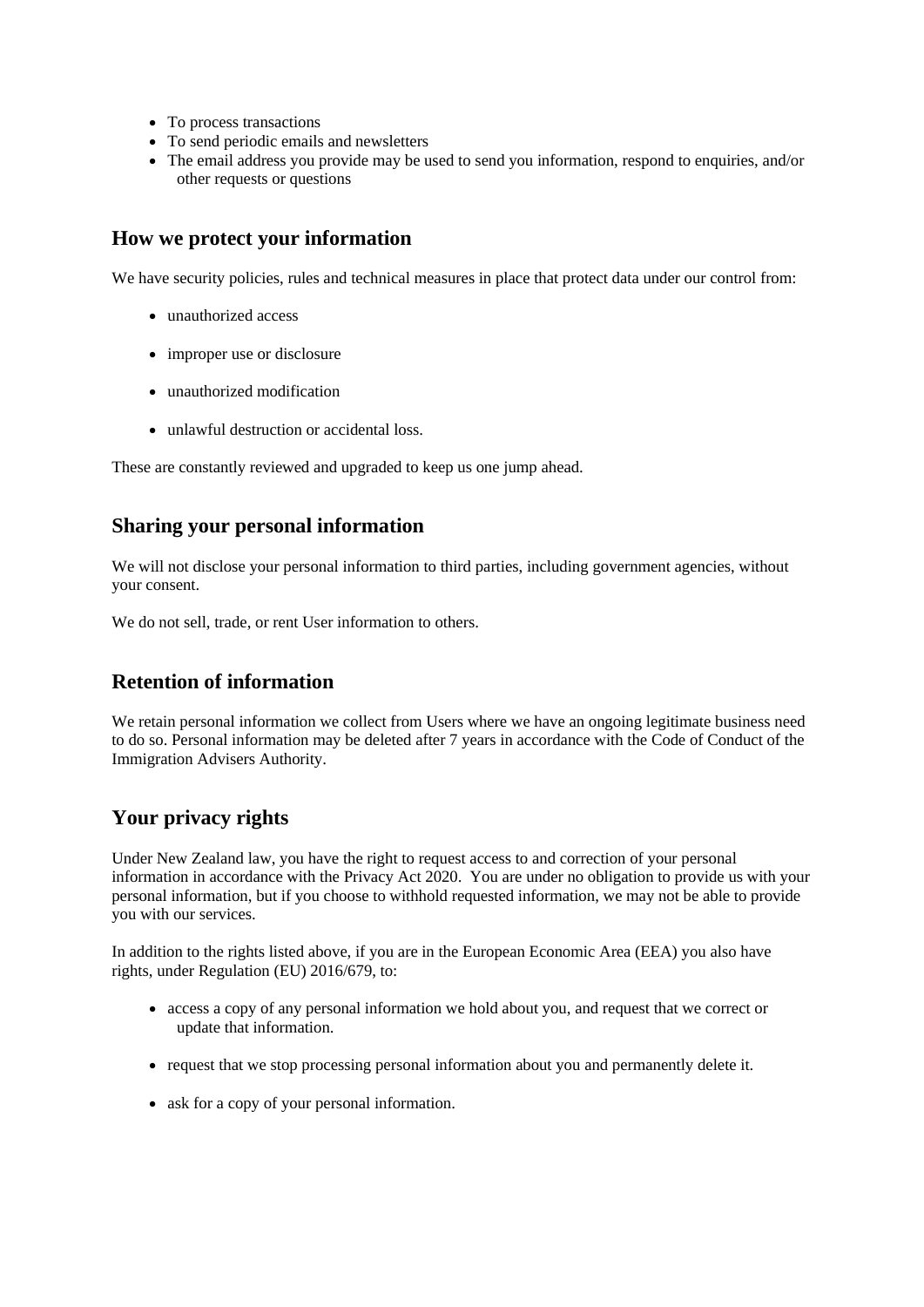- To process transactions
- To send periodic emails and newsletters
- The email address you provide may be used to send you information, respond to enquiries, and/or other requests or questions

## How we protect your information

We have security policies, rules and technical measures in place that protect data under our control from:

- unauthorized access
- improper use or disclosure
- unauthorized modification
- unlawful destruction or accidental loss.

These are constantly reviewed and upgraded to keep us one jump ahead.

## Sharing your personal information

We will not disclose your personal information to third parties, including government agencies, without your consent.

We do not sell, trade, or rent User information to others.

## Retention of information

We retain personal information we collect from Users where we have an ongoing legitimate business need to do so. Personal information may be deleted after 7 years in accordance with the Code of Conduct of the Immigration Advisers Authority.

## Your privacy rights

Under New Zealand law, you have the right to request access to and correction of your personal information in accordance with the Privacy Act 2020. You are under no obligation to provide us with your personal information, but if you choose to withhold requested information, we may not be able to provide you with our services.

In addition to the rights listed above, if you are in the European Economic Area (EEA) you also have rights, under Regulation (EU) 2016/679, to:

- access a copy of any personal information we hold about you, and request that we correct or update that information.
- request that we stop processing personal information about you and permanently delete it.
- ask for a copy of your personal information.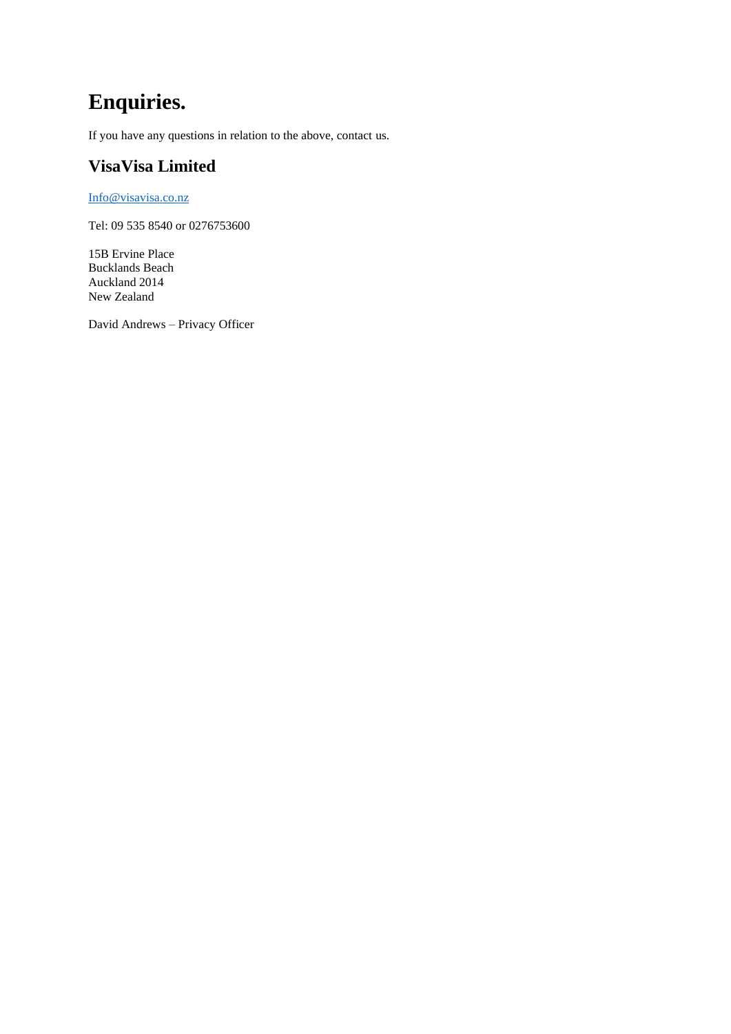# Enquiries.

If you have any questions in relation to the above, contact us.

## VisaVisa Limited

[Info@visavisa.co.nz](mailto:Info@visavisa.co.nz)

Tel: 09 535 8540 or 0276753600

15B Ervine Place
Bucklands Beach
Auckland 2014
New Zealand

David Andrews – Privacy Officer